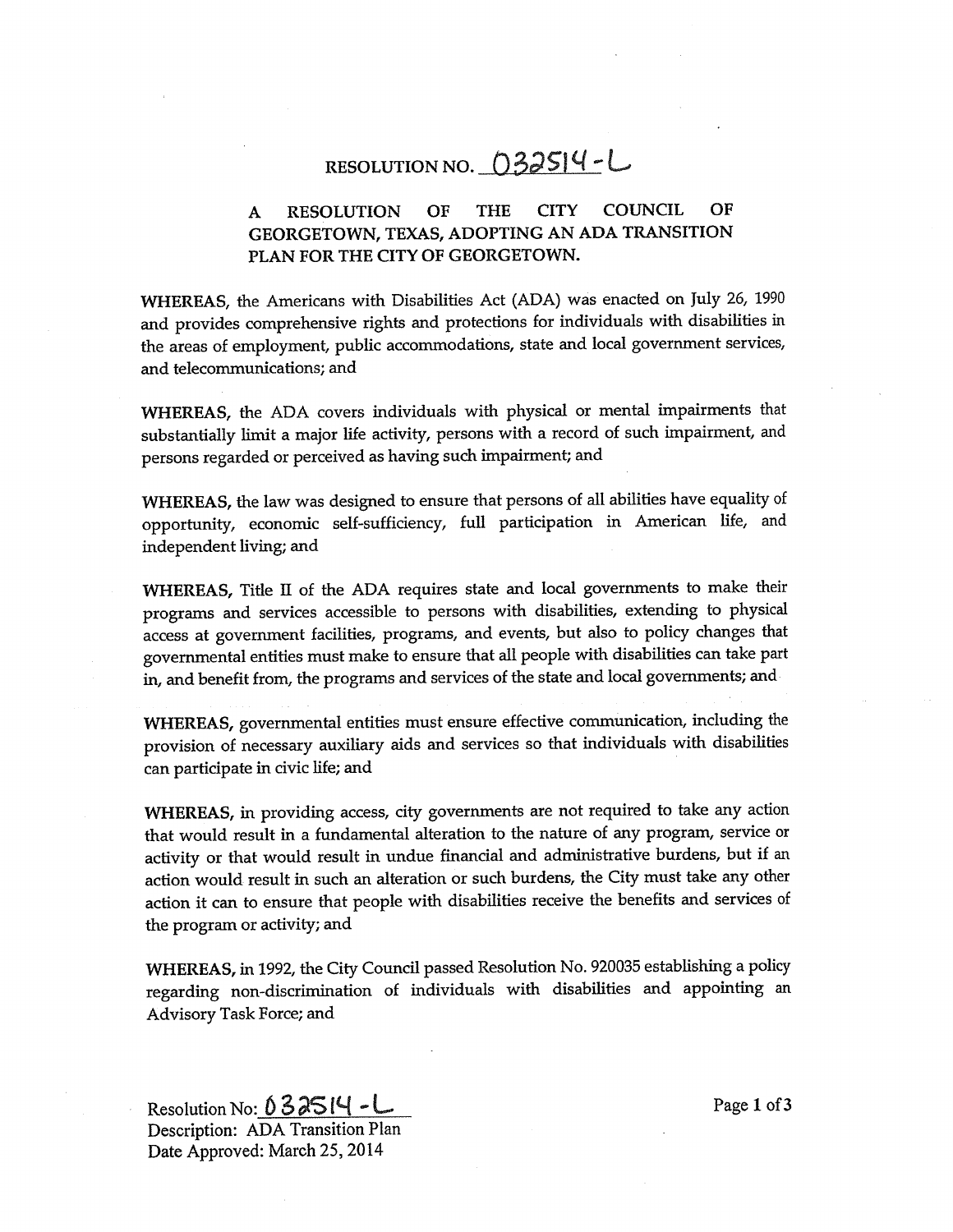# RESOLUTION NO. 032514-L

**A RESOLUTION OF THE CITY COUNCIL OF GEORGETOWN, TEXAS, ADOPTING AN ADA TRANSITION PLAN FOR THE CITY OF GEORGETOWN.**

**WHEREAS,** the Americans with Disabilities Act (ADA) was enacted on July 26, 1990 and provides comprehensive rights and protections for individuals with disabilities in the areas of employment, public accommodations, state and local government services, and telecommunications; and

**WHEREAS,** the ADA covers individuals with physical or mental impairments that substantially limit a major life activity, persons with a record of such impairment, and persons regarded or perceived as having such impairment; and

**WHEREAS,** the law was designed to ensure that persons of all abilities have equality of opportunity, economic self-sufficiency, full participation in American life, and independent living; and

**WHEREAS,** Title II of the ADA requires state and local governments to make their programs and services accessible to persons with disabilities, extending to physical access at government facilities, programs, and events, but also to policy changes that governmental entities must make to ensure that all people with disabilities can take part in, and benefit from, the programs and services of the state and local governments; and

**WHEREAS,** governmental entities must ensure effective communication, including the provision of necessary auxiliary aids and services so that individuals with disabilities can participate in civic life; and

**WHEREAS,** in providing access, city governments are not required to take any action that would result in a fundamental alteration to the nature of any program, service or activity or that would result in undue financial and administrative burdens, but if an action would result in such an alteration or such burdens, the City must take any other action it can to ensure that people with disabilities receive the benefits and services of the program or activity; and

**WHEREAS,** in 1992, the City Council passed Resolution No. 920035 establishing a policy regarding non-discrimination of individuals with disabilities and appointing an Advisory Task Force; and

Resolution No: 032514-L
Description: ADA Transition Plan
Date Approved: March 25, 2014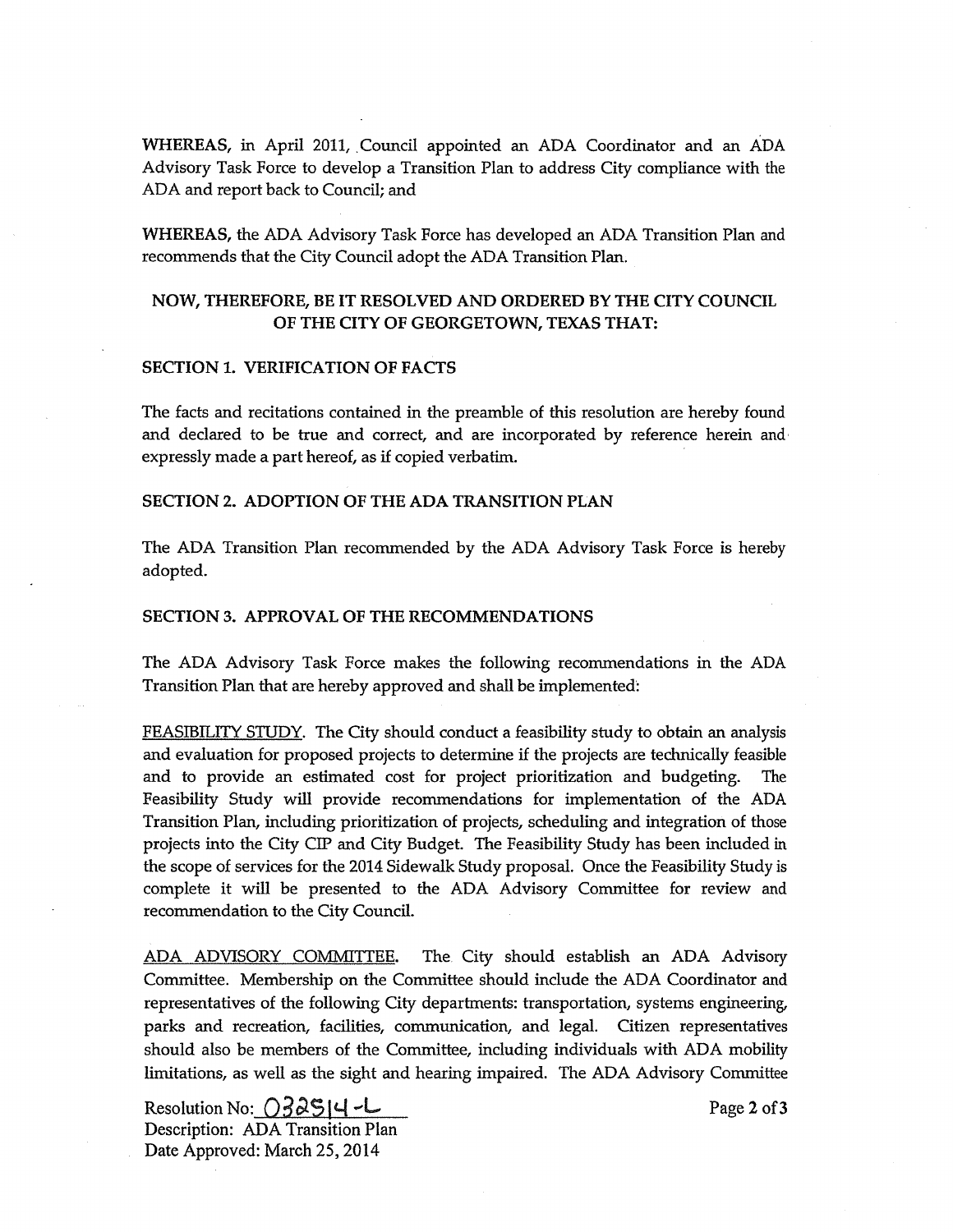**WHEREAS,** in April 2011, Council appointed an ADA Coordinator and an ADA Advisory Task Force to develop a Transition Plan to address City compliance with the ADA and report back to Council; and

**WHEREAS,** the ADA Advisory Task Force has developed an ADA Transition Plan and recommends that the City Council adopt the ADA Transition Plan.

**NOW, THEREFORE, BE IT RESOLVED AND ORDERED BY THE CITY COUNCIL OF THE CITY OF GEORGETOWN, TEXAS THAT:**

**SECTION 1. VERIFICATION OF FACTS**

The facts and recitations contained in the preamble of this resolution are hereby found and declared to be true and correct, and are incorporated by reference herein and expressly made a part hereof, as if copied verbatim.

**SECTION 2. ADOPTION OF THE ADA TRANSITION PLAN**

The ADA Transition Plan recommended by the ADA Advisory Task Force is hereby adopted.

**SECTION 3. APPROVAL OF THE RECOMMENDATIONS**

The ADA Advisory Task Force makes the following recommendations in the ADA Transition Plan that are hereby approved and shall be implemented:

FEASIBILITY STUDY. The City should conduct a feasibility study to obtain an analysis and evaluation for proposed projects to determine if the projects are technically feasible and to provide an estimated cost for project prioritization and budgeting. The Feasibility Study will provide recommendations for implementation of the ADA Transition Plan, including prioritization of projects, scheduling and integration of those projects into the City CIP and City Budget. The Feasibility Study has been included in the scope of services for the 2014 Sidewalk Study proposal. Once the Feasibility Study is complete it will be presented to the ADA Advisory Committee for review and recommendation to the City Council.

ADA ADVISORY COMMITTEE. The City should establish an ADA Advisory Committee. Membership on the Committee should include the ADA Coordinator and representatives of the following City departments: transportation, systems engineering, parks and recreation, facilities, communication, and legal. Citizen representatives should also be members of the Committee, including individuals with ADA mobility limitations, as well as the sight and hearing impaired. The ADA Advisory Committee

Resolution No: 032514-L
Description: ADA Transition Plan
Date Approved: March 25, 2014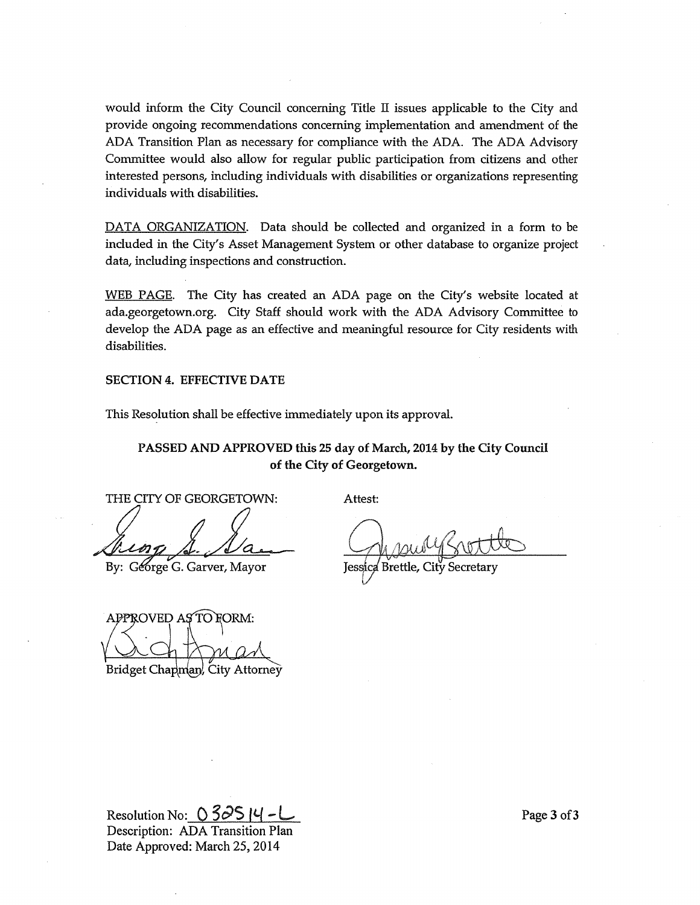would inform the City Council concerning Title II issues applicable to the City and provide ongoing recommendations concerning implementation and amendment of the ADA Transition Plan as necessary for compliance with the ADA. The ADA Advisory Committee would also allow for regular public participation from citizens and other interested persons, including individuals with disabilities or organizations representing individuals with disabilities.

DATA ORGANIZATION. Data should be collected and organized in a form to be included in the City's Asset Management System or other database to organize project data, including inspections and construction.

WEB PAGE. The City has created an ADA page on the City's website located at ada.georgetown.org. City Staff should work with the ADA Advisory Committee to develop the ADA page as an effective and meaningful resource for City residents with disabilities.

**SECTION 4. EFFECTIVE DATE**

This Resolution shall be effective immediately upon its approval.

**PASSED AND APPROVED this 25 day of March, 2014 by the City Council of the City of Georgetown.**

THE CITY OF GEORGETOWN:

By: George G. Garver, Mayor

Attest:

Jessica Brettle, City Secretary

APPROVED AS TO FORM:

Bridget Chapman, City Attorney

Resolution No: 032514-L
Description: ADA Transition Plan
Date Approved: March 25, 2014